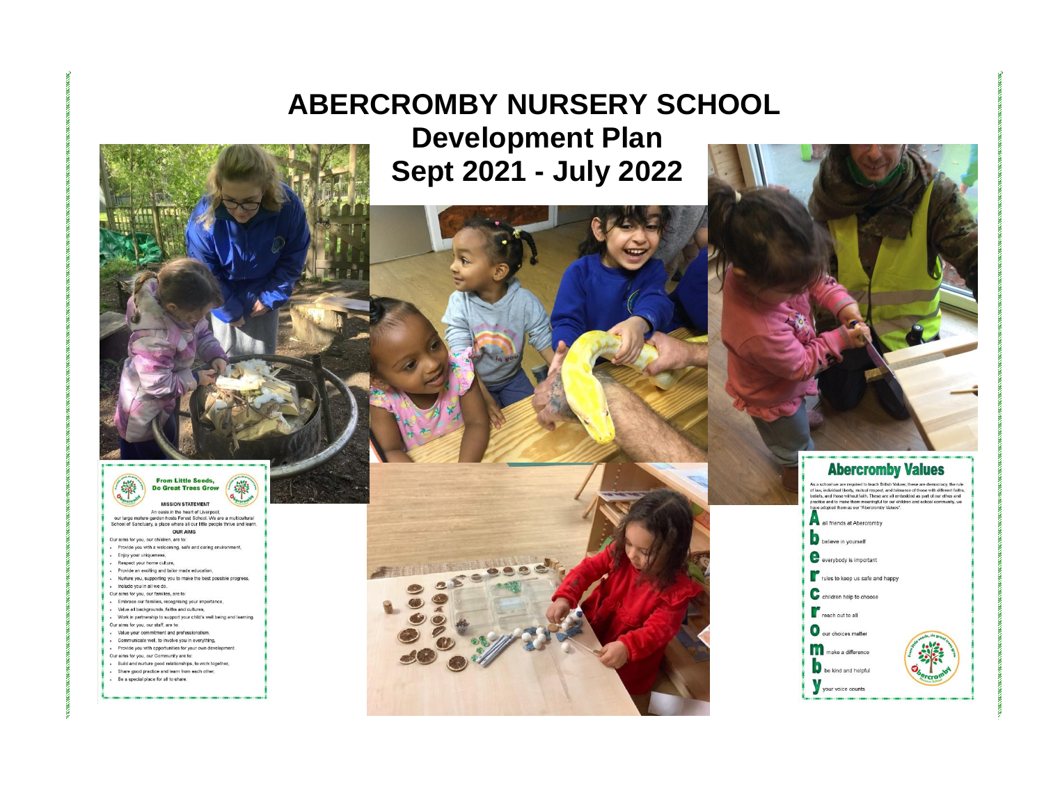# ABERCROMBY NURSERY SCHOOL

## Development Plan

## Sept 2021 - July 2022

**From Little Seeds, Do Great Trees Grow**

**MISSION STATEMENT**

An oasis in the heart of Liverpool, our large mature garden hosts Forest School. We are a multicultural School of Sanctuary, a place where all our little people thrive and learn.

**OUR AIMS**

Our aims for you, our children, are to:

- Provide you with a welcoming, safe and caring environment,
- Enjoy your uniqueness,
- Respect your home culture,
- Provide an exciting and tailor made education,
- Nurture you, supporting you to make the best possible progress,
- Include you in all we do.

Our aims for you, our families, are to:

- Embrace our families, recognising your importance,
- Value all backgrounds, faiths and cultures,
- Work in partnership to support your child's well being and learning.

Our aims for you, our staff, are to:

- Value your commitment and professionalism,
- Communicate well, to involve you in everything,
- Provide you with opportunities for your own development.

Our aims for you, our Community are to:

- Build and nurture good relationships, to work together,
- Share good practice and learn from each other,
- Be a special place for all to share.

## Abercromby Values

As a school we are required to teach British Values; these are democracy, the rule of law, individual liberty, mutual respect, and tolerance of those with different faiths, beliefs, and those without faith. These are all embedded as part of our ethos and practice and to make them meaningful for our children and school community, we have adopted them as our "Abercromby Values".

**A** all friends at Abercromby

**b** believe in yourself

**e** everybody is important

**r** rules to keep us safe and happy

**c** children help to choose

**r** reach out to all

**o** our choices matter

**m** make a difference

**b** be kind and helpful

**y** your voice counts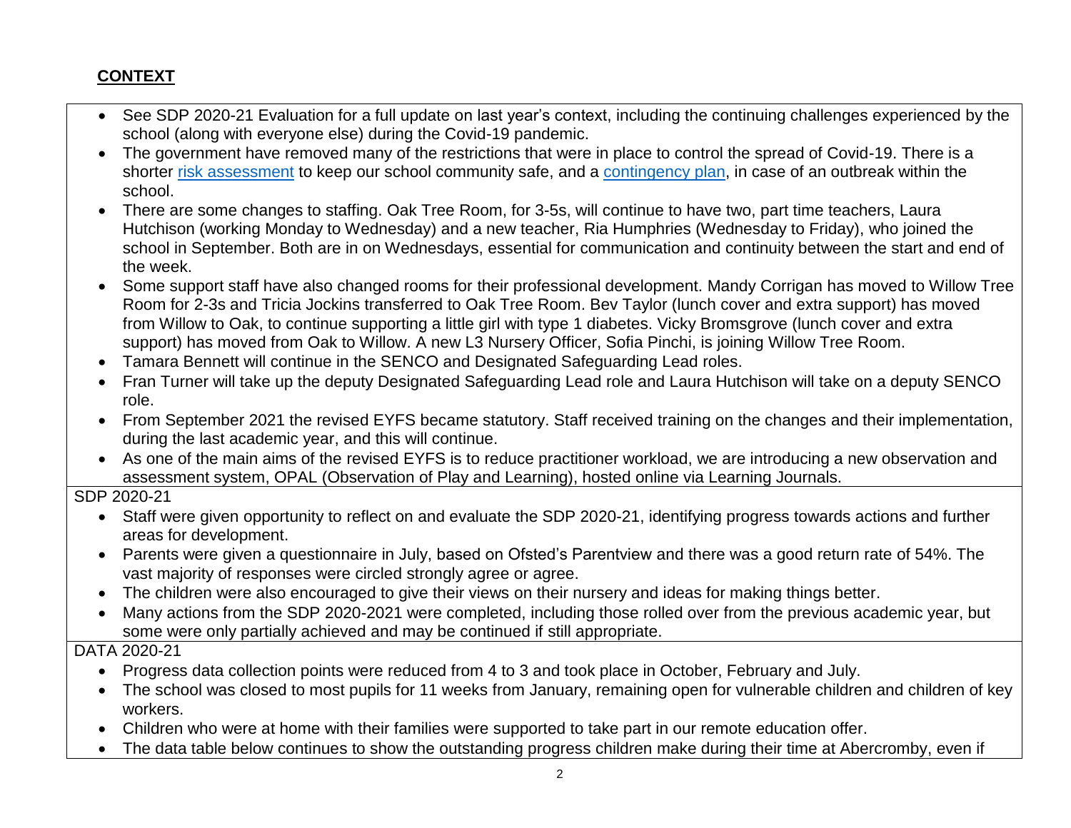## CONTEXT

- See SDP 2020-21 Evaluation for a full update on last year's context, including the continuing challenges experienced by the school (along with everyone else) during the Covid-19 pandemic.
- The government have removed many of the restrictions that were in place to control the spread of Covid-19. There is a shorter risk assessment to keep our school community safe, and a contingency plan, in case of an outbreak within the school.
- There are some changes to staffing. Oak Tree Room, for 3-5s, will continue to have two, part time teachers, Laura Hutchison (working Monday to Wednesday) and a new teacher, Ria Humphries (Wednesday to Friday), who joined the school in September. Both are in on Wednesdays, essential for communication and continuity between the start and end of the week.
- Some support staff have also changed rooms for their professional development. Mandy Corrigan has moved to Willow Tree Room for 2-3s and Tricia Jockins transferred to Oak Tree Room. Bev Taylor (lunch cover and extra support) has moved from Willow to Oak, to continue supporting a little girl with type 1 diabetes. Vicky Bromsgrove (lunch cover and extra support) has moved from Oak to Willow. A new L3 Nursery Officer, Sofia Pinchi, is joining Willow Tree Room.
- Tamara Bennett will continue in the SENCO and Designated Safeguarding Lead roles.
- Fran Turner will take up the deputy Designated Safeguarding Lead role and Laura Hutchison will take on a deputy SENCO role.
- From September 2021 the revised EYFS became statutory. Staff received training on the changes and their implementation, during the last academic year, and this will continue.
- As one of the main aims of the revised EYFS is to reduce practitioner workload, we are introducing a new observation and assessment system, OPAL (Observation of Play and Learning), hosted online via Learning Journals.

SDP 2020-21

- Staff were given opportunity to reflect on and evaluate the SDP 2020-21, identifying progress towards actions and further areas for development.
- Parents were given a questionnaire in July, based on Ofsted's Parentview and there was a good return rate of 54%. The vast majority of responses were circled strongly agree or agree.
- The children were also encouraged to give their views on their nursery and ideas for making things better.
- Many actions from the SDP 2020-2021 were completed, including those rolled over from the previous academic year, but some were only partially achieved and may be continued if still appropriate.

DATA 2020-21

- Progress data collection points were reduced from 4 to 3 and took place in October, February and July.
- The school was closed to most pupils for 11 weeks from January, remaining open for vulnerable children and children of key workers.
- Children who were at home with their families were supported to take part in our remote education offer.
- The data table below continues to show the outstanding progress children make during their time at Abercromby, even if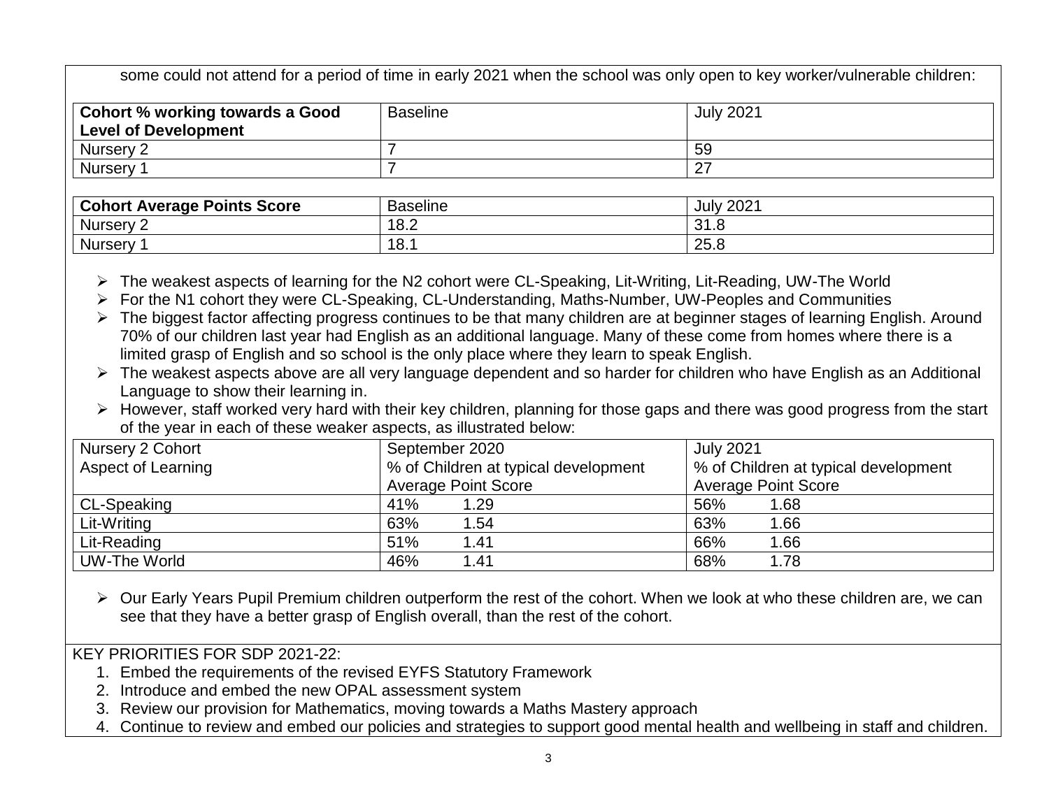some could not attend for a period of time in early 2021 when the school was only open to key worker/vulnerable children:

| Cohort % working towards a Good Level of Development | Baseline | July 2021 |
|---|---|---|
| Nursery 2 | 7 | 59 |
| Nursery 1 | 7 | 27 |

| Cohort Average Points Score | Baseline | July 2021 |
|---|---|---|
| Nursery 2 | 18.2 | 31.8 |
| Nursery 1 | 18.1 | 25.8 |

- The weakest aspects of learning for the N2 cohort were CL-Speaking, Lit-Writing, Lit-Reading, UW-The World
- For the N1 cohort they were CL-Speaking, CL-Understanding, Maths-Number, UW-Peoples and Communities
- The biggest factor affecting progress continues to be that many children are at beginner stages of learning English. Around 70% of our children last year had English as an additional language. Many of these come from homes where there is a limited grasp of English and so school is the only place where they learn to speak English.
- The weakest aspects above are all very language dependent and so harder for children who have English as an Additional Language to show their learning in.
- However, staff worked very hard with their key children, planning for those gaps and there was good progress from the start of the year in each of these weaker aspects, as illustrated below:

| Nursery 2 Cohort<br>Aspect of Learning | September 2020<br>% of Children at typical development<br>Average Point Score | | July 2021<br>% of Children at typical development<br>Average Point Score | |
|---|---|---|---|---|
| CL-Speaking | 41% | 1.29 | 56% | 1.68 |
| Lit-Writing | 63% | 1.54 | 63% | 1.66 |
| Lit-Reading | 51% | 1.41 | 66% | 1.66 |
| UW-The World | 46% | 1.41 | 68% | 1.78 |

- Our Early Years Pupil Premium children outperform the rest of the cohort. When we look at who these children are, we can see that they have a better grasp of English overall, than the rest of the cohort.

KEY PRIORITIES FOR SDP 2021-22:

1. Embed the requirements of the revised EYFS Statutory Framework
2. Introduce and embed the new OPAL assessment system
3. Review our provision for Mathematics, moving towards a Maths Mastery approach
4. Continue to review and embed our policies and strategies to support good mental health and wellbeing in staff and children.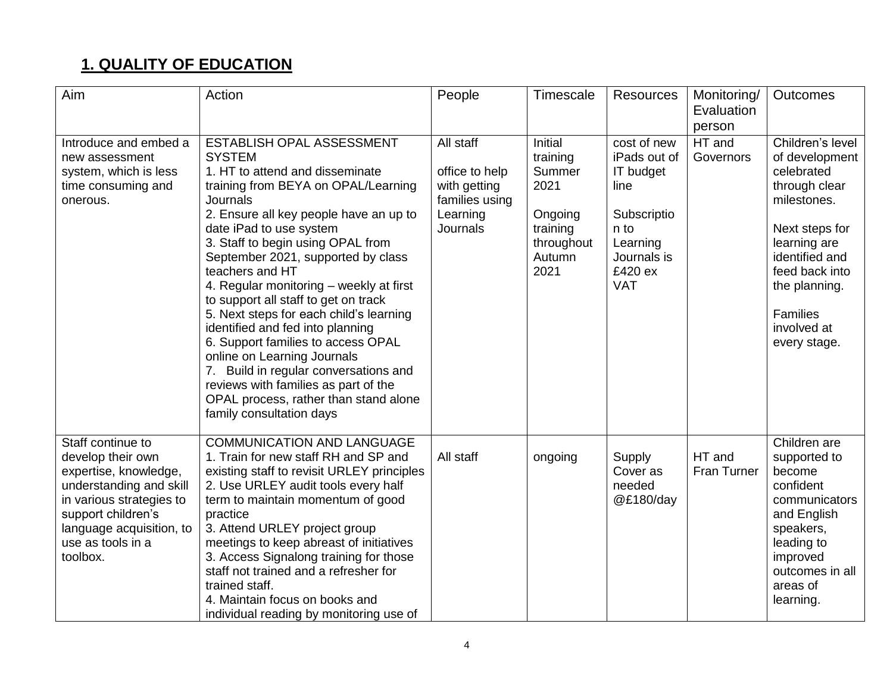## 1. QUALITY OF EDUCATION

| Aim | Action | People | Timescale | Resources | Monitoring/ Evaluation person | Outcomes |
|---|---|---|---|---|---|---|
| Introduce and embed a new assessment system, which is less time consuming and onerous. | ESTABLISH OPAL ASSESSMENT SYSTEM<br>1. HT to attend and disseminate training from BEYA on OPAL/Learning Journals<br>2. Ensure all key people have an up to date iPad to use system<br>3. Staff to begin using OPAL from September 2021, supported by class teachers and HT<br>4. Regular monitoring – weekly at first to support all staff to get on track<br>5. Next steps for each child's learning identified and fed into planning<br>6. Support families to access OPAL online on Learning Journals<br>7. Build in regular conversations and reviews with families as part of the OPAL process, rather than stand alone family consultation days | All staff<br><br>office to help with getting families using Learning Journals | Initial training Summer 2021<br><br>Ongoing training throughout Autumn 2021 | cost of new iPads out of IT budget line<br><br>Subscription to Learning Journals is £420 ex VAT | HT and Governors | Children's level of development celebrated through clear milestones.<br><br>Next steps for learning are identified and feed back into the planning.<br><br>Families involved at every stage. |
| Staff continue to develop their own expertise, knowledge, understanding and skill in various strategies to support children's language acquisition, to use as tools in a toolbox. | COMMUNICATION AND LANGUAGE<br>1. Train for new staff RH and SP and existing staff to revisit URLEY principles<br>2. Use URLEY audit tools every half term to maintain momentum of good practice<br>3. Attend URLEY project group meetings to keep abreast of initiatives<br>3. Access Signalong training for those staff not trained and a refresher for trained staff.<br>4. Maintain focus on books and individual reading by monitoring use of | All staff | ongoing | Supply Cover as needed @£180/day | HT and Fran Turner | Children are supported to become confident communicators and English speakers, leading to improved outcomes in all areas of learning. |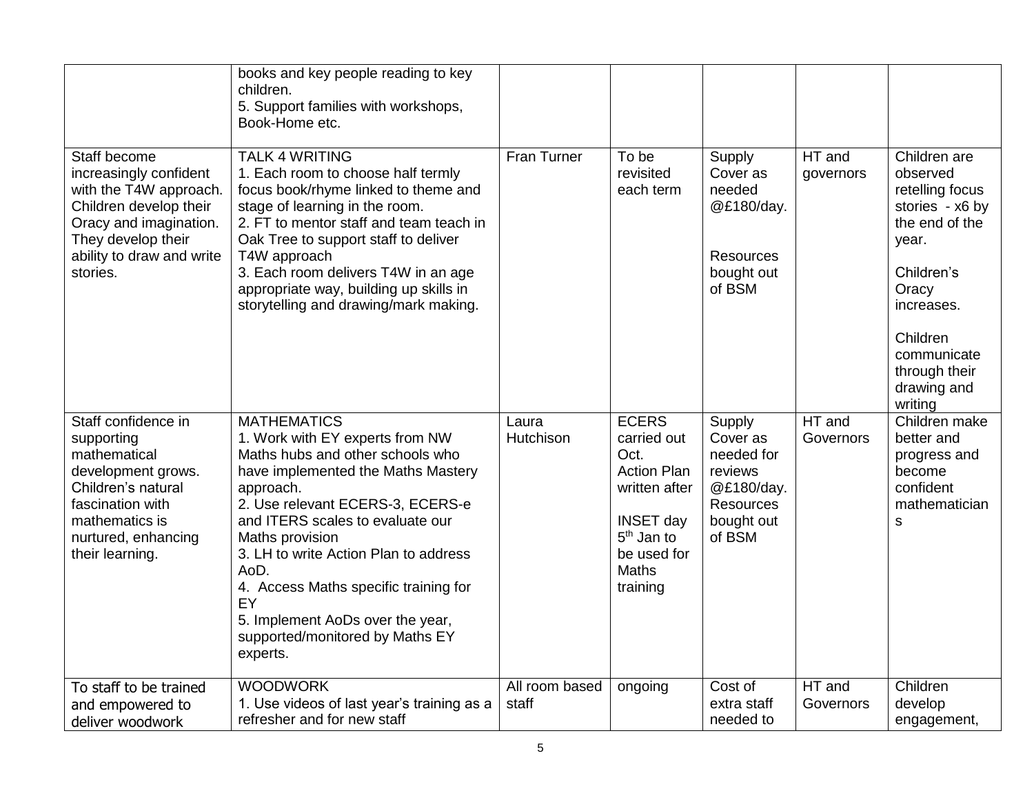| | | | | | | |
|---|---|---|---|---|---|---|
| | books and key people reading to key children.<br>5. Support families with workshops, Book-Home etc. | | | | | |
| Staff become increasingly confident with the T4W approach. Children develop their Oracy and imagination. They develop their ability to draw and write stories. | TALK 4 WRITING<br>1. Each room to choose half termly focus book/rhyme linked to theme and stage of learning in the room.<br>2. FT to mentor staff and team teach in Oak Tree to support staff to deliver T4W approach<br>3. Each room delivers T4W in an age appropriate way, building up skills in storytelling and drawing/mark making. | Fran Turner | To be revisited each term | Supply Cover as needed @£180/day.<br><br>Resources bought out of BSM | HT and governors | Children are observed retelling focus stories - x6 by the end of the year.<br><br>Children's Oracy increases.<br><br>Children communicate through their drawing and writing |
| Staff confidence in supporting mathematical development grows. Children's natural fascination with mathematics is nurtured, enhancing their learning. | MATHEMATICS<br>1. Work with EY experts from NW Maths hubs and other schools who have implemented the Maths Mastery approach.<br>2. Use relevant ECERS-3, ECERS-e and ITERS scales to evaluate our Maths provision<br>3. LH to write Action Plan to address AoD.<br>4. Access Maths specific training for EY<br>5. Implement AoDs over the year, supported/monitored by Maths EY experts. | Laura Hutchison | ECERS carried out Oct.<br>Action Plan written after<br><br>INSET day 5th Jan to be used for Maths training | Supply Cover as needed for reviews @£180/day.<br>Resources bought out of BSM | HT and Governors | Children make better and progress and become confident mathematicians |
| To staff to be trained and empowered to deliver woodwork | WOODWORK<br>1. Use videos of last year's training as a refresher and for new staff | All room based staff | ongoing | Cost of extra staff needed to | HT and Governors | Children develop engagement, |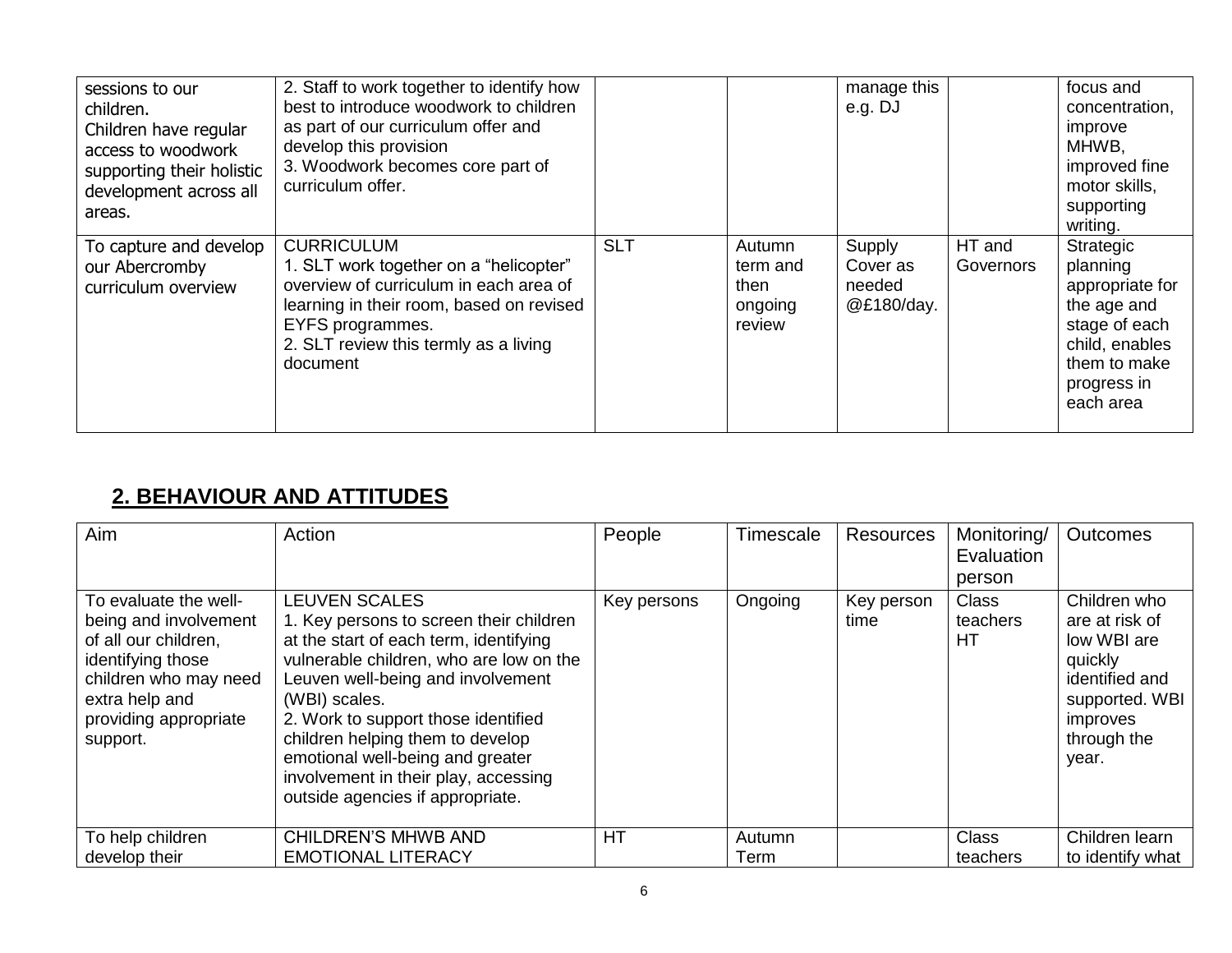| | | | | | | |
|---|---|---|---|---|---|---|
| sessions to our children. Children have regular access to woodwork supporting their holistic development across all areas. | 2. Staff to work together to identify how best to introduce woodwork to children as part of our curriculum offer and develop this provision 3. Woodwork becomes core part of curriculum offer. | | | manage this e.g. DJ | | focus and concentration, improve MHWB, improved fine motor skills, supporting writing. |
| To capture and develop our Abercromby curriculum overview | CURRICULUM 1. SLT work together on a "helicopter" overview of curriculum in each area of learning in their room, based on revised EYFS programmes. 2. SLT review this termly as a living document | SLT | Autumn term and then ongoing review | Supply Cover as needed @£180/day. | HT and Governors | Strategic planning appropriate for the age and stage of each child, enables them to make progress in each area |

## 2. BEHAVIOUR AND ATTITUDES

| Aim | Action | People | Timescale | Resources | Monitoring/ Evaluation person | Outcomes |
|---|---|---|---|---|---|---|
| To evaluate the well-being and involvement of all our children, identifying those children who may need extra help and providing appropriate support. | LEUVEN SCALES 1. Key persons to screen their children at the start of each term, identifying vulnerable children, who are low on the Leuven well-being and involvement (WBI) scales. 2. Work to support those identified children helping them to develop emotional well-being and greater involvement in their play, accessing outside agencies if appropriate. | Key persons | Ongoing | Key person time | Class teachers HT | Children who are at risk of low WBI are quickly identified and supported. WBI improves through the year. |
| To help children develop their | CHILDREN'S MHWB AND EMOTIONAL LITERACY | HT | Autumn Term | | Class teachers | Children learn to identify what |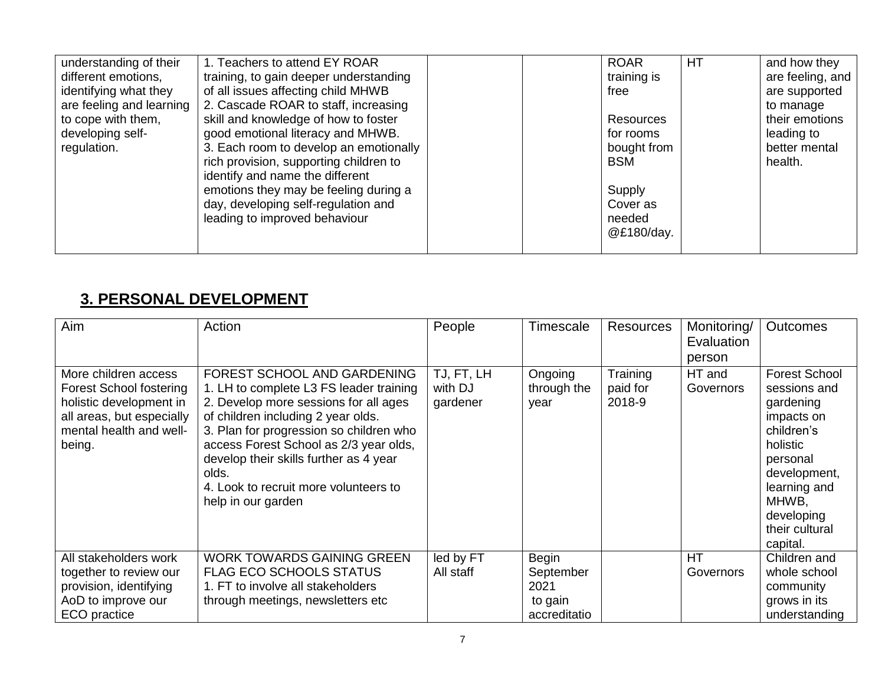| | | | | | | |
|---|---|---|---|---|---|---|
| understanding of their different emotions, identifying what they are feeling and learning to cope with them, developing self-regulation. | 1. Teachers to attend EY ROAR training, to gain deeper understanding of all issues affecting child MHWB<br>2. Cascade ROAR to staff, increasing skill and knowledge of how to foster good emotional literacy and MHWB.<br>3. Each room to develop an emotionally rich provision, supporting children to identify and name the different emotions they may be feeling during a day, developing self-regulation and leading to improved behaviour | | | ROAR training is free<br><br>Resources for rooms bought from BSM<br><br>Supply Cover as needed @£180/day. | HT | and how they are feeling, and are supported to manage their emotions leading to better mental health. |

## 3. PERSONAL DEVELOPMENT

| Aim | Action | People | Timescale | Resources | Monitoring/ Evaluation person | Outcomes |
|---|---|---|---|---|---|---|
| More children access Forest School fostering holistic development in all areas, but especially mental health and well-being. | FOREST SCHOOL AND GARDENING<br>1. LH to complete L3 FS leader training<br>2. Develop more sessions for all ages of children including 2 year olds.<br>3. Plan for progression so children who access Forest School as 2/3 year olds, develop their skills further as 4 year olds.<br>4. Look to recruit more volunteers to help in our garden | TJ, FT, LH with DJ gardener | Ongoing through the year | Training paid for 2018-9 | HT and Governors | Forest School sessions and gardening impacts on children's holistic personal development, learning and MHWB, developing their cultural capital. |
| All stakeholders work together to review our provision, identifying AoD to improve our ECO practice | WORK TOWARDS GAINING GREEN FLAG ECO SCHOOLS STATUS<br>1. FT to involve all stakeholders through meetings, newsletters etc | led by FT<br>All staff | Begin September 2021 to gain accreditatio | | HT<br>Governors | Children and whole school community grows in its understanding |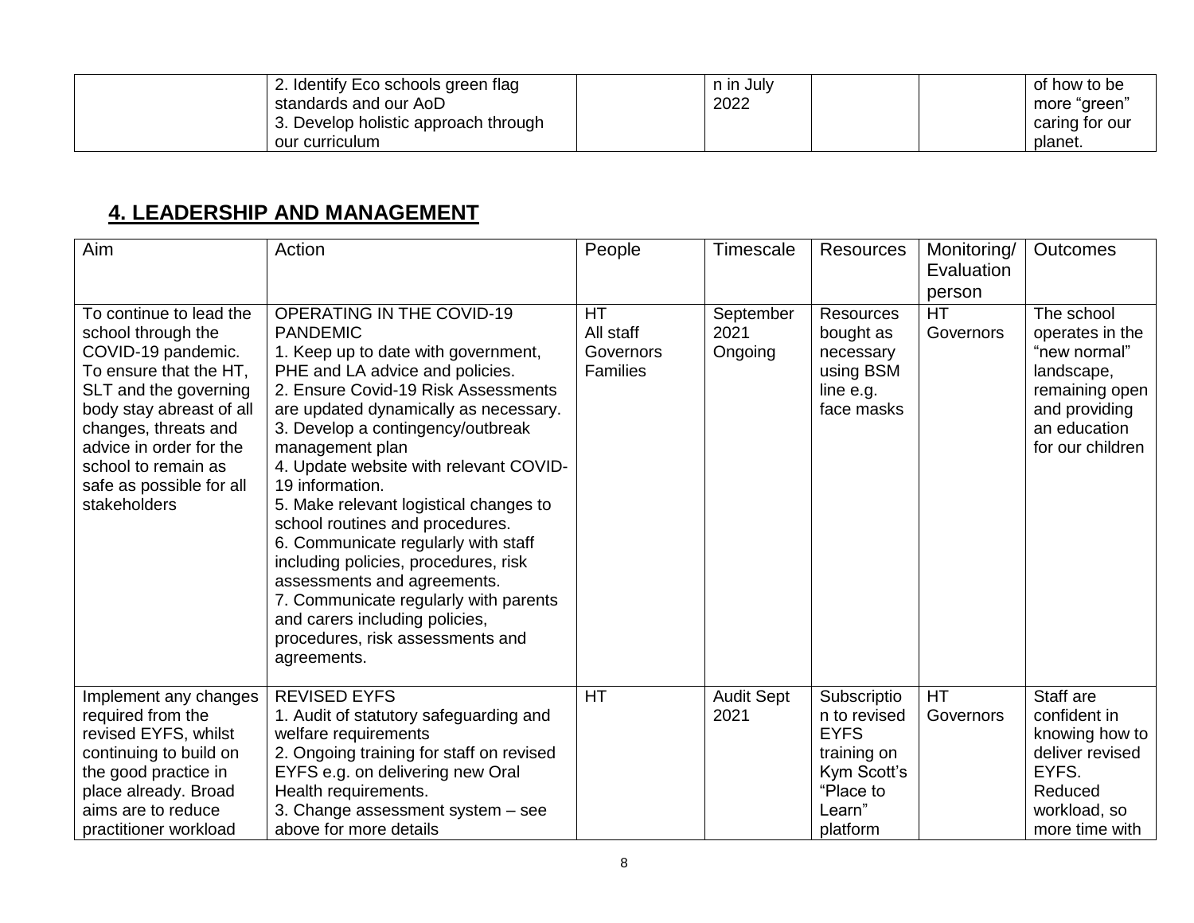| | | | | | | |
|---|---|---|---|---|---|---|
| | 2. Identify Eco schools green flag standards and our AoD<br>3. Develop holistic approach through our curriculum | | n in July 2022 | | | of how to be more "green" caring for our planet. |

## 4. LEADERSHIP AND MANAGEMENT

| Aim | Action | People | Timescale | Resources | Monitoring/ Evaluation person | Outcomes |
|---|---|---|---|---|---|---|
| To continue to lead the school through the COVID-19 pandemic. To ensure that the HT, SLT and the governing body stay abreast of all changes, threats and advice in order for the school to remain as safe as possible for all stakeholders | OPERATING IN THE COVID-19 PANDEMIC<br>1. Keep up to date with government, PHE and LA advice and policies.<br>2. Ensure Covid-19 Risk Assessments are updated dynamically as necessary.<br>3. Develop a contingency/outbreak management plan<br>4. Update website with relevant COVID-19 information.<br>5. Make relevant logistical changes to school routines and procedures.<br>6. Communicate regularly with staff including policies, procedures, risk assessments and agreements.<br>7. Communicate regularly with parents and carers including policies, procedures, risk assessments and agreements. | HT<br>All staff<br>Governors<br>Families | September 2021<br>Ongoing | Resources bought as necessary using BSM line e.g. face masks | HT<br>Governors | The school operates in the "new normal" landscape, remaining open and providing an education for our children |
| Implement any changes required from the revised EYFS, whilst continuing to build on the good practice in place already. Broad aims are to reduce practitioner workload | REVISED EYFS<br>1. Audit of statutory safeguarding and welfare requirements<br>2. Ongoing training for staff on revised EYFS e.g. on delivering new Oral Health requirements.<br>3. Change assessment system – see above for more details | HT | Audit Sept 2021 | Subscription to revised EYFS training on Kym Scott's "Place to Learn" platform | HT<br>Governors | Staff are confident in knowing how to deliver revised EYFS.<br>Reduced workload, so more time with |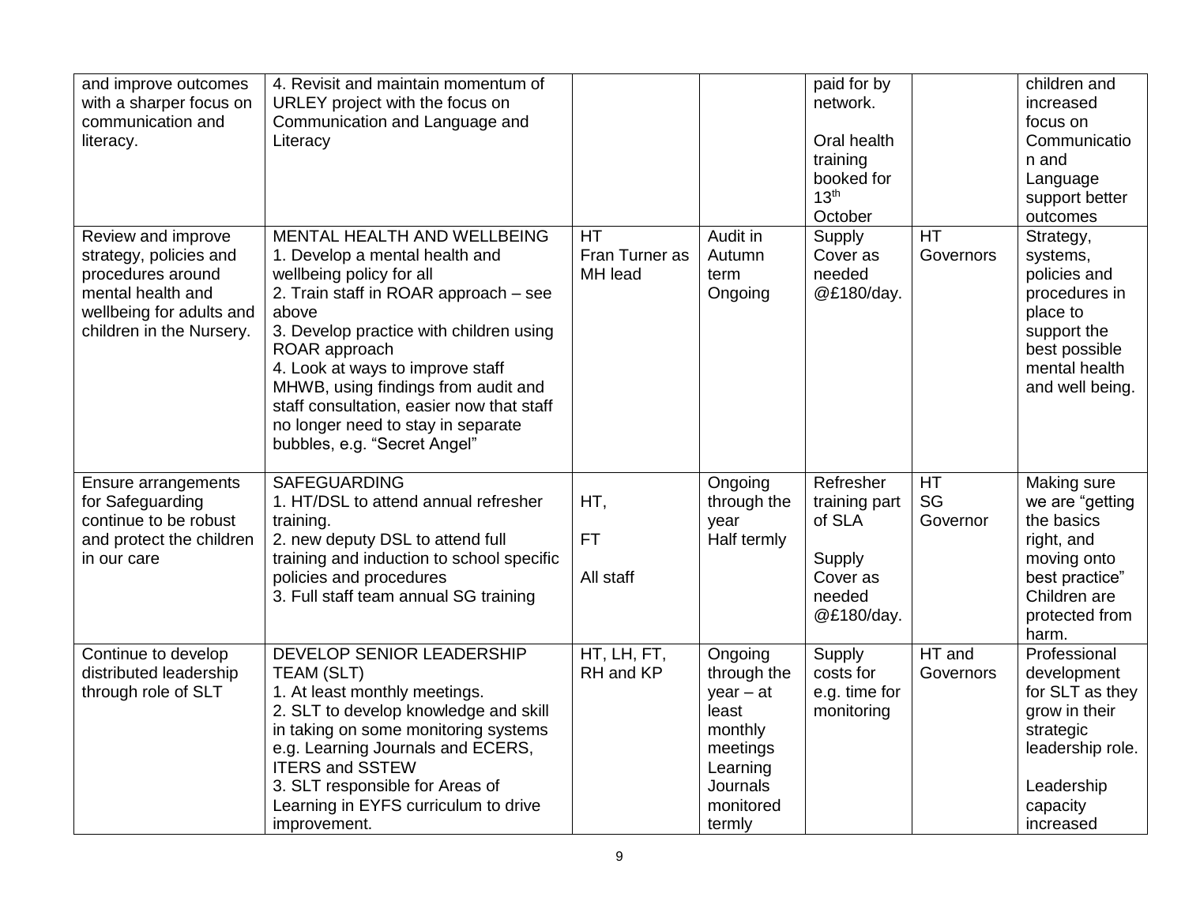| | | | | | | |
|---|---|---|---|---|---|---|
| and improve outcomes with a sharper focus on communication and literacy. | 4. Revisit and maintain momentum of URLEY project with the focus on Communication and Language and Literacy | | | paid for by network.<br><br>Oral health training booked for 13th October | | children and increased focus on Communication and Language support better outcomes |
| Review and improve strategy, policies and procedures around mental health and wellbeing for adults and children in the Nursery. | MENTAL HEALTH AND WELLBEING<br>1. Develop a mental health and wellbeing policy for all<br>2. Train staff in ROAR approach – see above<br>3. Develop practice with children using ROAR approach<br>4. Look at ways to improve staff MHWB, using findings from audit and staff consultation, easier now that staff no longer need to stay in separate bubbles, e.g. "Secret Angel" | HT<br>Fran Turner as MH lead | Audit in Autumn term<br>Ongoing | Supply Cover as needed @£180/day. | HT<br>Governors | Strategy, systems, policies and procedures in place to support the best possible mental health and well being. |
| Ensure arrangements for Safeguarding continue to be robust and protect the children in our care | SAFEGUARDING<br>1. HT/DSL to attend annual refresher training.<br>2. new deputy DSL to attend full training and induction to school specific policies and procedures<br>3. Full staff team annual SG training | HT,<br><br>FT<br><br>All staff | Ongoing through the year<br>Half termly | Refresher training part of SLA<br><br>Supply Cover as needed @£180/day. | HT<br>SG Governor | Making sure we are "getting the basics right, and moving onto best practice"<br>Children are protected from harm. |
| Continue to develop distributed leadership through role of SLT | DEVELOP SENIOR LEADERSHIP TEAM (SLT)<br>1. At least monthly meetings.<br>2. SLT to develop knowledge and skill in taking on some monitoring systems e.g. Learning Journals and ECERS, ITERS and SSTEW<br>3. SLT responsible for Areas of Learning in EYFS curriculum to drive improvement. | HT, LH, FT, RH and KP | Ongoing through the year – at least monthly meetings<br>Learning Journals monitored termly | Supply costs for e.g. time for monitoring | HT and Governors | Professional development for SLT as they grow in their strategic leadership role.<br><br>Leadership capacity increased |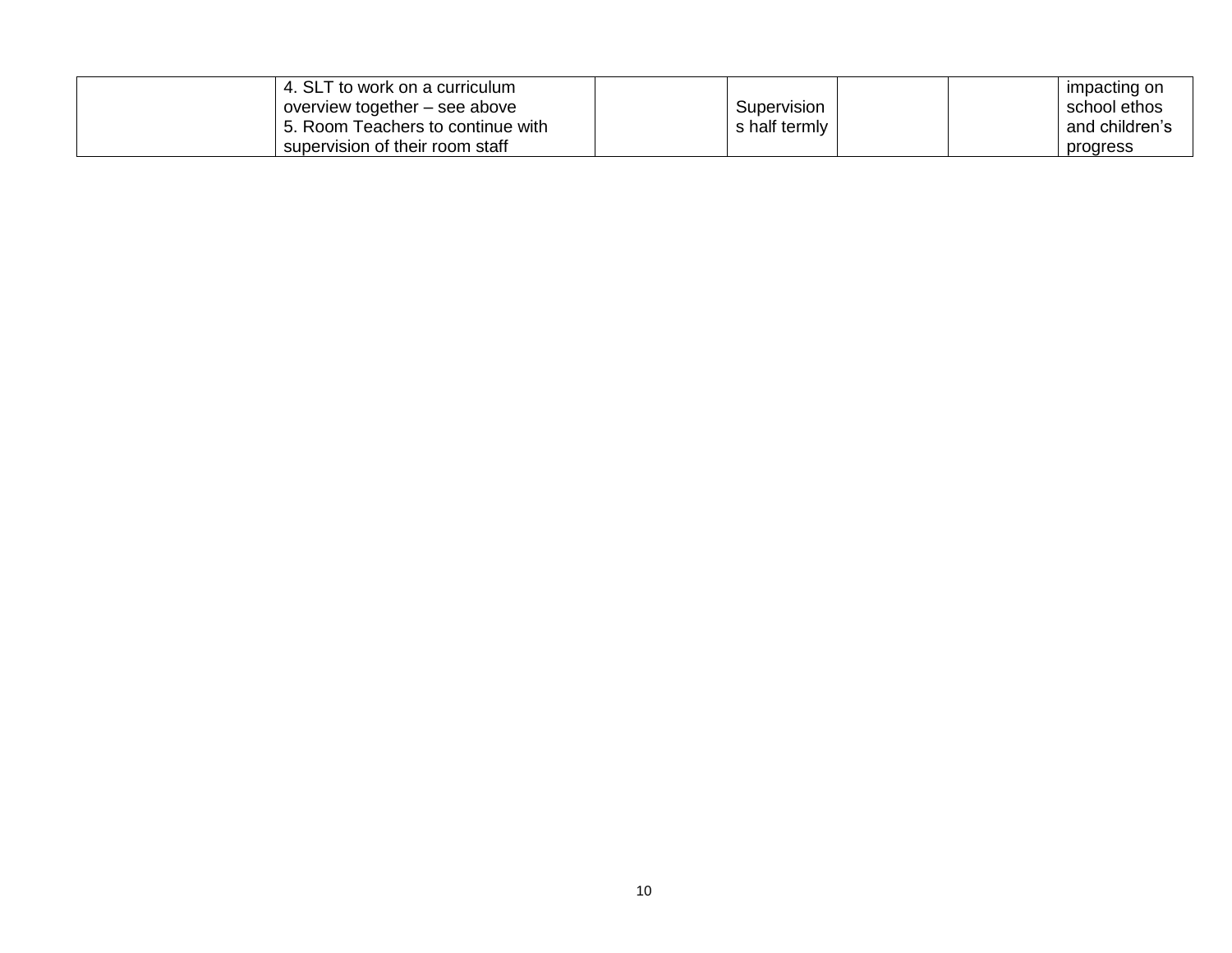| | | | | | | |
|---|---|---|---|---|---|---|
| | 4. SLT to work on a curriculum overview together – see above<br>5. Room Teachers to continue with supervision of their room staff | | Supervisions half termly | | | impacting on school ethos and children's progress |